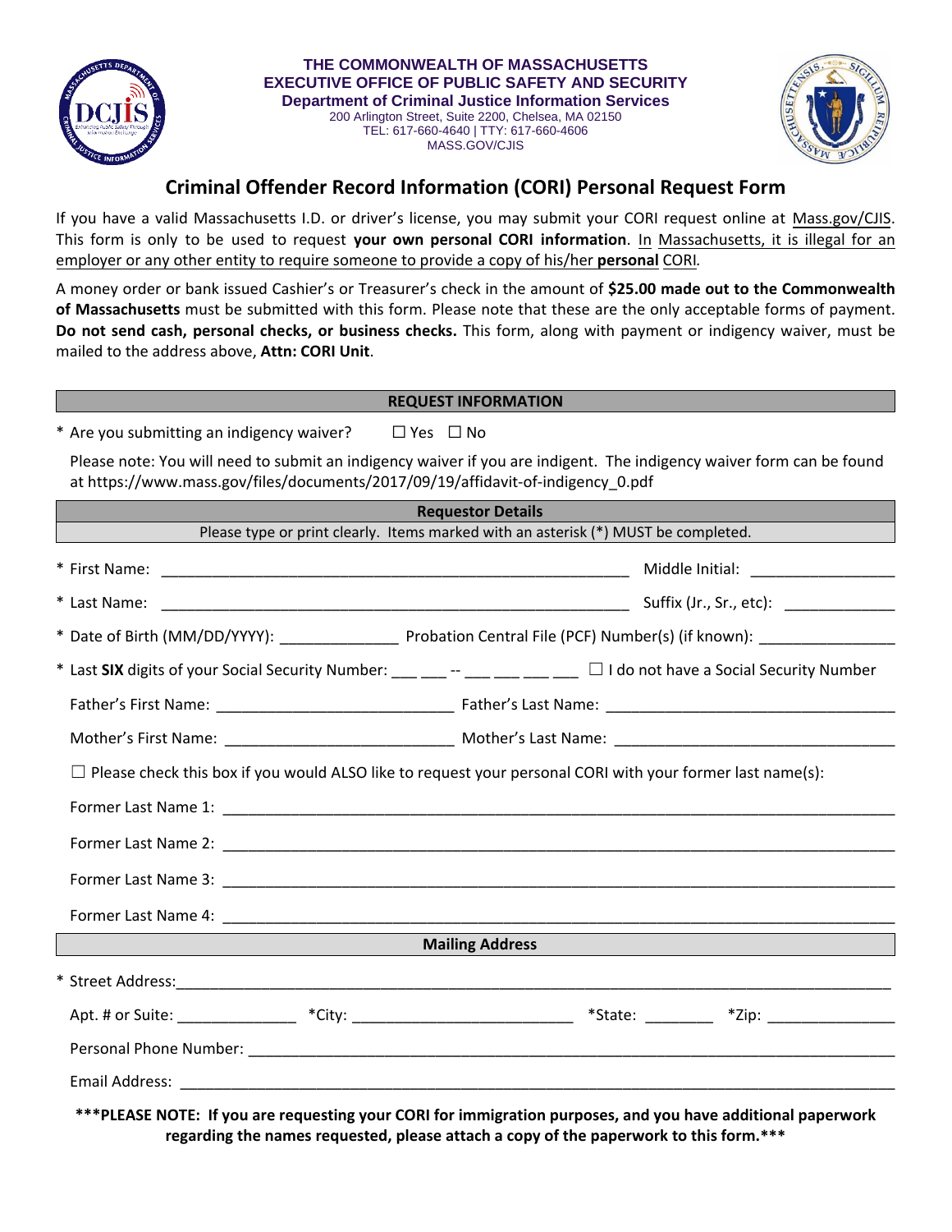**THE COMMONWEALTH OF MASSACHUSETTS**
**EXECUTIVE OFFICE OF PUBLIC SAFETY AND SECURITY**
**Department of Criminal Justice Information Services**
200 Arlington Street, Suite 2200, Chelsea, MA 02150
TEL: 617-660-4640 | TTY: 617-660-4606
MASS.GOV/CJIS

# Criminal Offender Record Information (CORI) Personal Request Form

If you have a valid Massachusetts I.D. or driver's license, you may submit your CORI request online at Mass.gov/CJIS. This form is only to be used to request **your own personal CORI information**. In Massachusetts, it is illegal for an employer or any other entity to require someone to provide a copy of his/her **personal** CORI.

A money order or bank issued Cashier's or Treasurer's check in the amount of **$25.00 made out to the Commonwealth of Massachusetts** must be submitted with this form. Please note that these are the only acceptable forms of payment. **Do not send cash, personal checks, or business checks.** This form, along with payment or indigency waiver, must be mailed to the address above, **Attn: CORI Unit**.

## REQUEST INFORMATION

* Are you submitting an indigency waiver? ☐ Yes ☐ No

Please note: You will need to submit an indigency waiver if you are indigent. The indigency waiver form can be found at https://www.mass.gov/files/documents/2017/09/19/affidavit-of-indigency_0.pdf

## Requestor Details

Please type or print clearly. Items marked with an asterisk (*) MUST be completed.

* First Name: ____________________ Middle Initial: __________
* Last Name: ____________________ Suffix (Jr., Sr., etc): __________
* Date of Birth (MM/DD/YYYY): __________ Probation Central File (PCF) Number(s) (if known): __________
* Last **SIX** digits of your Social Security Number: ___ ___ -- ___ ___ ___ ___ ☐ I do not have a Social Security Number

Father's First Name: ____________________ Father's Last Name: ____________________

Mother's First Name: ____________________ Mother's Last Name: ____________________

☐ Please check this box if you would ALSO like to request your personal CORI with your former last name(s):

Former Last Name 1: ____________________

Former Last Name 2: ____________________

Former Last Name 3: ____________________

Former Last Name 4: ____________________

## Mailing Address

* Street Address: ____________________

Apt. # or Suite: __________ *City: __________ *State: __________ *Zip: __________

Personal Phone Number: ____________________

Email Address: ____________________

**\*\*\*PLEASE NOTE: If you are requesting your CORI for immigration purposes, and you have additional paperwork regarding the names requested, please attach a copy of the paperwork to this form.\*\*\***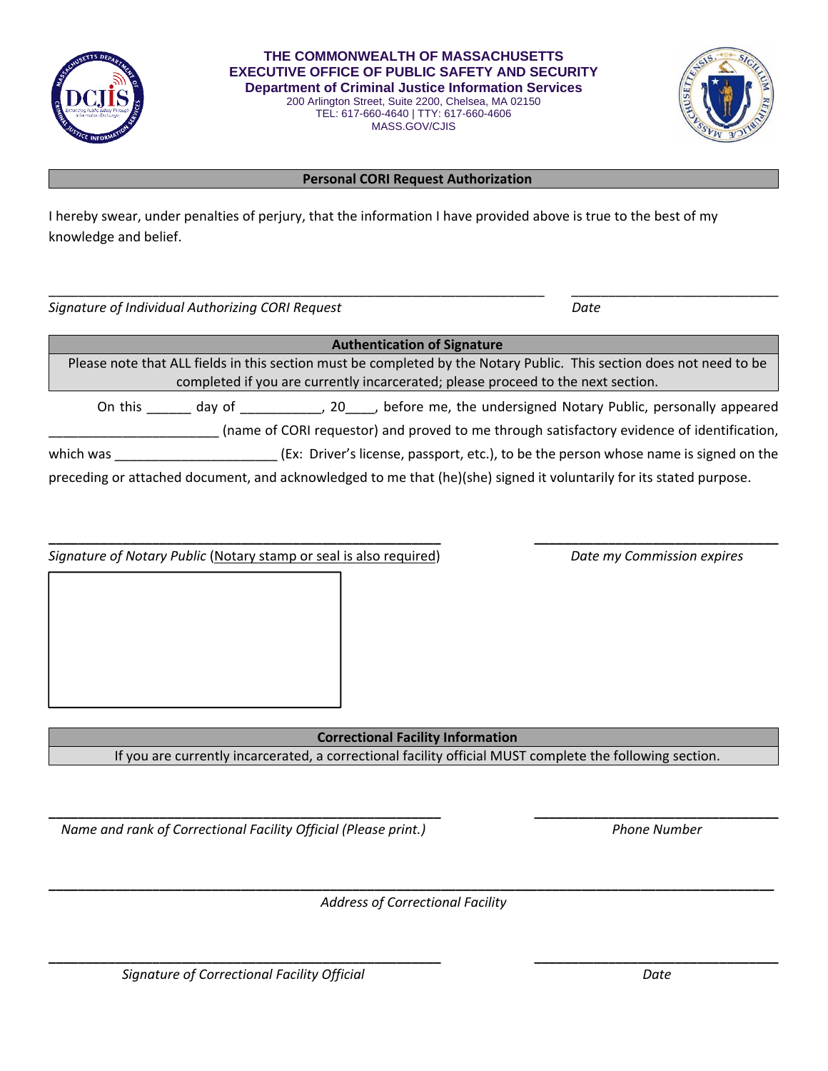**THE COMMONWEALTH OF MASSACHUSETTS**
**EXECUTIVE OFFICE OF PUBLIC SAFETY AND SECURITY**
**Department of Criminal Justice Information Services**
200 Arlington Street, Suite 2200, Chelsea, MA 02150
TEL: 617-660-4640 | TTY: 617-660-4606
MASS.GOV/CJIS

## Personal CORI Request Authorization

I hereby swear, under penalties of perjury, that the information I have provided above is true to the best of my knowledge and belief.

\_\_\_\_\_\_\_\_\_\_\_\_\_\_\_\_\_\_\_\_\_\_\_\_\_\_\_\_\_\_\_\_\_\_\_\_\_\_\_\_\_\_\_\_\_\_\_\_\_\_\_\_\_\_\_\_\_\_\_\_\_\_\_\_\_\_\_\_\_ \_\_\_\_\_\_\_\_\_\_\_\_\_\_\_\_\_\_\_\_\_\_\_\_\_\_\_\_\_\_

*Signature of Individual Authorizing CORI Request* *Date*

## Authentication of Signature

Please note that ALL fields in this section must be completed by the Notary Public. This section does not need to be completed if you are currently incarcerated; please proceed to the next section.

On this ______ day of ___________, 20____, before me, the undersigned Notary Public, personally appeared _______________________ (name of CORI requestor) and proved to me through satisfactory evidence of identification, which was ______________________ (Ex: Driver's license, passport, etc.), to be the person whose name is signed on the preceding or attached document, and acknowledged to me that (he)(she) signed it voluntarily for its stated purpose.

\_\_\_\_\_\_\_\_\_\_\_\_\_\_\_\_\_\_\_\_\_\_\_\_\_\_\_\_\_\_\_\_\_\_\_\_\_\_\_\_\_\_\_\_\_\_\_\_\_\_\_\_\_ \_\_\_\_\_\_\_\_\_\_\_\_\_\_\_\_\_\_\_\_\_\_\_\_\_\_\_\_\_\_\_\_\_\_

*Signature of Notary Public* (Notary stamp or seal is also required) *Date my Commission expires*

## Correctional Facility Information

If you are currently incarcerated, a correctional facility official MUST complete the following section.

\_\_\_\_\_\_\_\_\_\_\_\_\_\_\_\_\_\_\_\_\_\_\_\_\_\_\_\_\_\_\_\_\_\_\_\_\_\_\_\_\_\_\_\_\_\_\_\_\_\_\_\_\_ \_\_\_\_\_\_\_\_\_\_\_\_\_\_\_\_\_\_\_\_\_\_\_\_\_\_\_\_\_\_\_\_\_\_

*Name and rank of Correctional Facility Official (Please print.)* *Phone Number*

\_\_\_\_\_\_\_\_\_\_\_\_\_\_\_\_\_\_\_\_\_\_\_\_\_\_\_\_\_\_\_\_\_\_\_\_\_\_\_\_\_\_\_\_\_\_\_\_\_\_\_\_\_\_\_\_\_\_\_\_\_\_\_\_\_\_\_\_\_\_\_\_\_\_\_\_\_\_\_\_\_\_\_\_\_\_\_\_\_\_\_\_\_\_\_\_

*Address of Correctional Facility*

\_\_\_\_\_\_\_\_\_\_\_\_\_\_\_\_\_\_\_\_\_\_\_\_\_\_\_\_\_\_\_\_\_\_\_\_\_\_\_\_\_\_\_\_\_\_\_\_\_\_\_\_\_ \_\_\_\_\_\_\_\_\_\_\_\_\_\_\_\_\_\_\_\_\_\_\_\_\_\_\_\_\_\_\_\_\_\_

*Signature of Correctional Facility Official* *Date*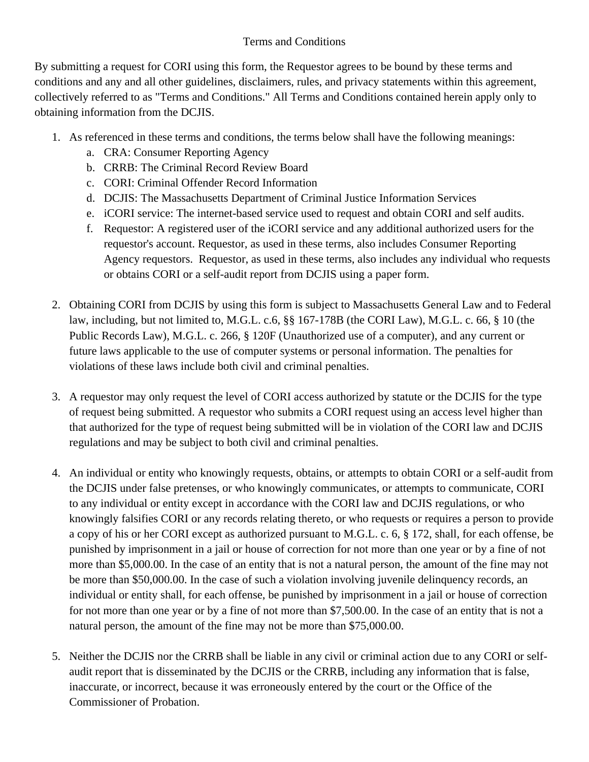# Terms and Conditions

By submitting a request for CORI using this form, the Requestor agrees to be bound by these terms and conditions and any and all other guidelines, disclaimers, rules, and privacy statements within this agreement, collectively referred to as "Terms and Conditions." All Terms and Conditions contained herein apply only to obtaining information from the DCJIS.

1. As referenced in these terms and conditions, the terms below shall have the following meanings:
    a. CRA: Consumer Reporting Agency
    b. CRRB: The Criminal Record Review Board
    c. CORI: Criminal Offender Record Information
    d. DCJIS: The Massachusetts Department of Criminal Justice Information Services
    e. iCORI service: The internet-based service used to request and obtain CORI and self audits.
    f. Requestor: A registered user of the iCORI service and any additional authorized users for the requestor's account. Requestor, as used in these terms, also includes Consumer Reporting Agency requestors. Requestor, as used in these terms, also includes any individual who requests or obtains CORI or a self-audit report from DCJIS using a paper form.

2. Obtaining CORI from DCJIS by using this form is subject to Massachusetts General Law and to Federal law, including, but not limited to, M.G.L. c.6, §§ 167-178B (the CORI Law), M.G.L. c. 66, § 10 (the Public Records Law), M.G.L. c. 266, § 120F (Unauthorized use of a computer), and any current or future laws applicable to the use of computer systems or personal information. The penalties for violations of these laws include both civil and criminal penalties.

3. A requestor may only request the level of CORI access authorized by statute or the DCJIS for the type of request being submitted. A requestor who submits a CORI request using an access level higher than that authorized for the type of request being submitted will be in violation of the CORI law and DCJIS regulations and may be subject to both civil and criminal penalties.

4. An individual or entity who knowingly requests, obtains, or attempts to obtain CORI or a self-audit from the DCJIS under false pretenses, or who knowingly communicates, or attempts to communicate, CORI to any individual or entity except in accordance with the CORI law and DCJIS regulations, or who knowingly falsifies CORI or any records relating thereto, or who requests or requires a person to provide a copy of his or her CORI except as authorized pursuant to M.G.L. c. 6, § 172, shall, for each offense, be punished by imprisonment in a jail or house of correction for not more than one year or by a fine of not more than $5,000.00. In the case of an entity that is not a natural person, the amount of the fine may not be more than $50,000.00. In the case of such a violation involving juvenile delinquency records, an individual or entity shall, for each offense, be punished by imprisonment in a jail or house of correction for not more than one year or by a fine of not more than $7,500.00. In the case of an entity that is not a natural person, the amount of the fine may not be more than $75,000.00.

5. Neither the DCJIS nor the CRRB shall be liable in any civil or criminal action due to any CORI or self-audit report that is disseminated by the DCJIS or the CRRB, including any information that is false, inaccurate, or incorrect, because it was erroneously entered by the court or the Office of the Commissioner of Probation.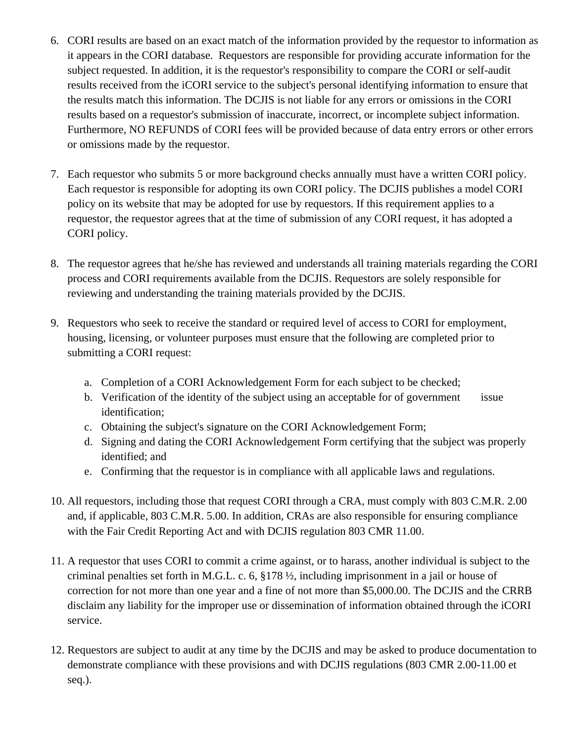6. CORI results are based on an exact match of the information provided by the requestor to information as it appears in the CORI database. Requestors are responsible for providing accurate information for the subject requested. In addition, it is the requestor's responsibility to compare the CORI or self-audit results received from the iCORI service to the subject's personal identifying information to ensure that the results match this information. The DCJIS is not liable for any errors or omissions in the CORI results based on a requestor's submission of inaccurate, incorrect, or incomplete subject information. Furthermore, NO REFUNDS of CORI fees will be provided because of data entry errors or other errors or omissions made by the requestor.

7. Each requestor who submits 5 or more background checks annually must have a written CORI policy. Each requestor is responsible for adopting its own CORI policy. The DCJIS publishes a model CORI policy on its website that may be adopted for use by requestors. If this requirement applies to a requestor, the requestor agrees that at the time of submission of any CORI request, it has adopted a CORI policy.

8. The requestor agrees that he/she has reviewed and understands all training materials regarding the CORI process and CORI requirements available from the DCJIS. Requestors are solely responsible for reviewing and understanding the training materials provided by the DCJIS.

9. Requestors who seek to receive the standard or required level of access to CORI for employment, housing, licensing, or volunteer purposes must ensure that the following are completed prior to submitting a CORI request:

   a. Completion of a CORI Acknowledgement Form for each subject to be checked;
   b. Verification of the identity of the subject using an acceptable for of government issue identification;
   c. Obtaining the subject's signature on the CORI Acknowledgement Form;
   d. Signing and dating the CORI Acknowledgement Form certifying that the subject was properly identified; and
   e. Confirming that the requestor is in compliance with all applicable laws and regulations.

10. All requestors, including those that request CORI through a CRA, must comply with 803 C.M.R. 2.00 and, if applicable, 803 C.M.R. 5.00. In addition, CRAs are also responsible for ensuring compliance with the Fair Credit Reporting Act and with DCJIS regulation 803 CMR 11.00.

11. A requestor that uses CORI to commit a crime against, or to harass, another individual is subject to the criminal penalties set forth in M.G.L. c. 6, §178 ½, including imprisonment in a jail or house of correction for not more than one year and a fine of not more than $5,000.00. The DCJIS and the CRRB disclaim any liability for the improper use or dissemination of information obtained through the iCORI service.

12. Requestors are subject to audit at any time by the DCJIS and may be asked to produce documentation to demonstrate compliance with these provisions and with DCJIS regulations (803 CMR 2.00-11.00 et seq.).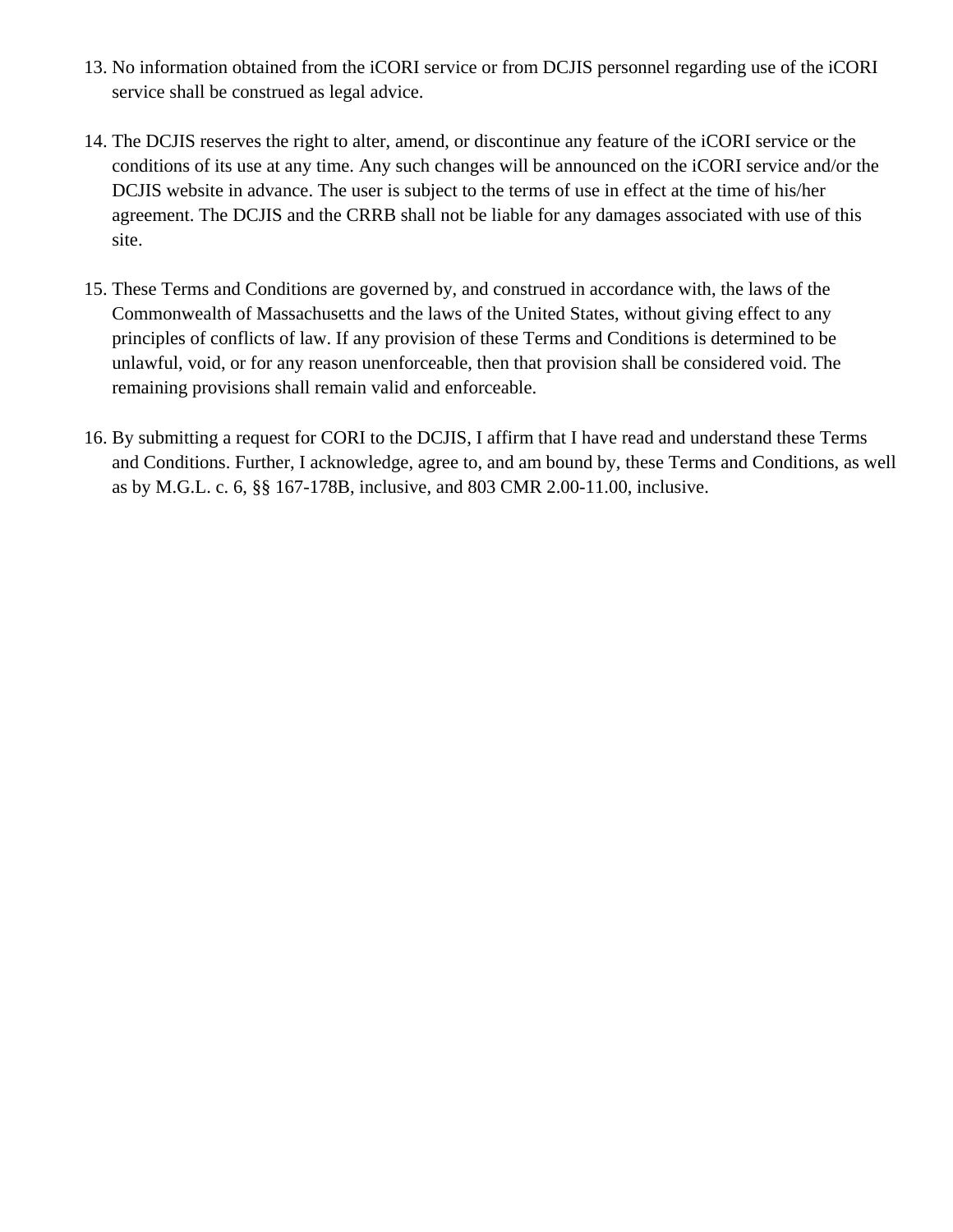13. No information obtained from the iCORI service or from DCJIS personnel regarding use of the iCORI service shall be construed as legal advice.

14. The DCJIS reserves the right to alter, amend, or discontinue any feature of the iCORI service or the conditions of its use at any time. Any such changes will be announced on the iCORI service and/or the DCJIS website in advance. The user is subject to the terms of use in effect at the time of his/her agreement. The DCJIS and the CRRB shall not be liable for any damages associated with use of this site.

15. These Terms and Conditions are governed by, and construed in accordance with, the laws of the Commonwealth of Massachusetts and the laws of the United States, without giving effect to any principles of conflicts of law. If any provision of these Terms and Conditions is determined to be unlawful, void, or for any reason unenforceable, then that provision shall be considered void. The remaining provisions shall remain valid and enforceable.

16. By submitting a request for CORI to the DCJIS, I affirm that I have read and understand these Terms and Conditions. Further, I acknowledge, agree to, and am bound by, these Terms and Conditions, as well as by M.G.L. c. 6, §§ 167-178B, inclusive, and 803 CMR 2.00-11.00, inclusive.